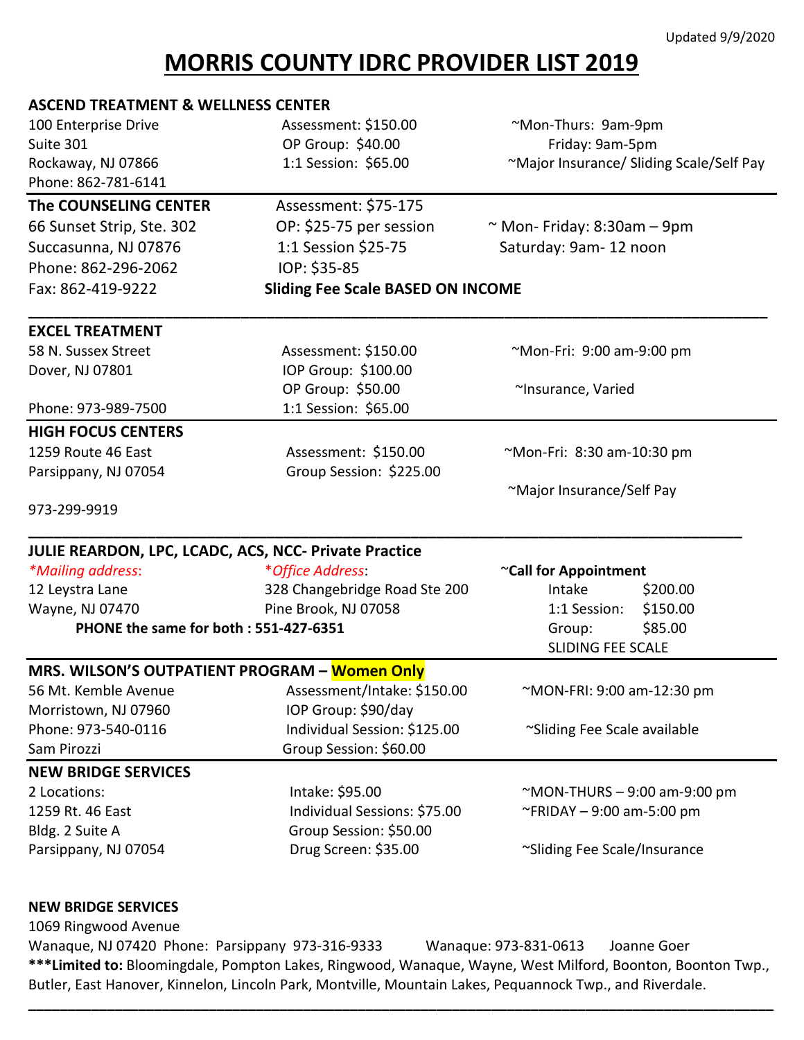Updated 9/9/2020

# MORRIS COUNTY IDRC PROVIDER LIST 2019

## ASCEND TREATMENT & WELLNESS CENTER

100 Enterprise Drive
Suite 301
Rockaway, NJ 07866
Phone: 862-781-6141

Assessment: $150.00
OP Group: $40.00
1:1 Session: $65.00

~Mon-Thurs: 9am-9pm
Friday: 9am-5pm
~Major Insurance/ Sliding Scale/Self Pay

---

## The COUNSELING CENTER

66 Sunset Strip, Ste. 302
Succasunna, NJ 07876
Phone: 862-296-2062
Fax: 862-419-9222

Assessment: $75-175
OP: $25-75 per session
1:1 Session $25-75
IOP: $35-85
**Sliding Fee Scale BASED ON INCOME**

~ Mon- Friday: 8:30am – 9pm
Saturday: 9am- 12 noon

---

## EXCEL TREATMENT

58 N. Sussex Street
Dover, NJ 07801
Phone: 973-989-7500

Assessment: $150.00
IOP Group: $100.00
OP Group: $50.00
1:1 Session: $65.00

~Mon-Fri: 9:00 am-9:00 pm
~Insurance, Varied

---

## HIGH FOCUS CENTERS

1259 Route 46 East
Parsippany, NJ 07054
973-299-9919

Assessment: $150.00
Group Session: $225.00

~Mon-Fri: 8:30 am-10:30 pm
~Major Insurance/Self Pay

---

## JULIE REARDON, LPC, LCADC, ACS, NCC- Private Practice

*\*Mailing address:*
12 Leystra Lane
Wayne, NJ 07470

*\*Office Address:*
328 Changebridge Road Ste 200
Pine Brook, NJ 07058

**PHONE the same for both : 551-427-6351**

~**Call for Appointment**
Intake $200.00
1:1 Session: $150.00
Group: $85.00
SLIDING FEE SCALE

---

## MRS. WILSON'S OUTPATIENT PROGRAM – Women Only

56 Mt. Kemble Avenue
Morristown, NJ 07960
Phone: 973-540-0116
Sam Pirozzi

Assessment/Intake: $150.00
IOP Group: $90/day
Individual Session: $125.00
Group Session: $60.00

~MON-FRI: 9:00 am-12:30 pm
~Sliding Fee Scale available

---

## NEW BRIDGE SERVICES

2 Locations:
1259 Rt. 46 East
Bldg. 2 Suite A
Parsippany, NJ 07054

Intake: $95.00
Individual Sessions: $75.00
Group Session: $50.00
Drug Screen: $35.00

~MON-THURS – 9:00 am-9:00 pm
~FRIDAY – 9:00 am-5:00 pm
~Sliding Fee Scale/Insurance

## NEW BRIDGE SERVICES

1069 Ringwood Avenue
Wanaque, NJ 07420 Phone: Parsippany 973-316-9333 Wanaque: 973-831-0613 Joanne Goer

**\*\*\*Limited to:** Bloomingdale, Pompton Lakes, Ringwood, Wanaque, Wayne, West Milford, Boonton, Boonton Twp., Butler, East Hanover, Kinnelon, Lincoln Park, Montville, Mountain Lakes, Pequannock Twp., and Riverdale.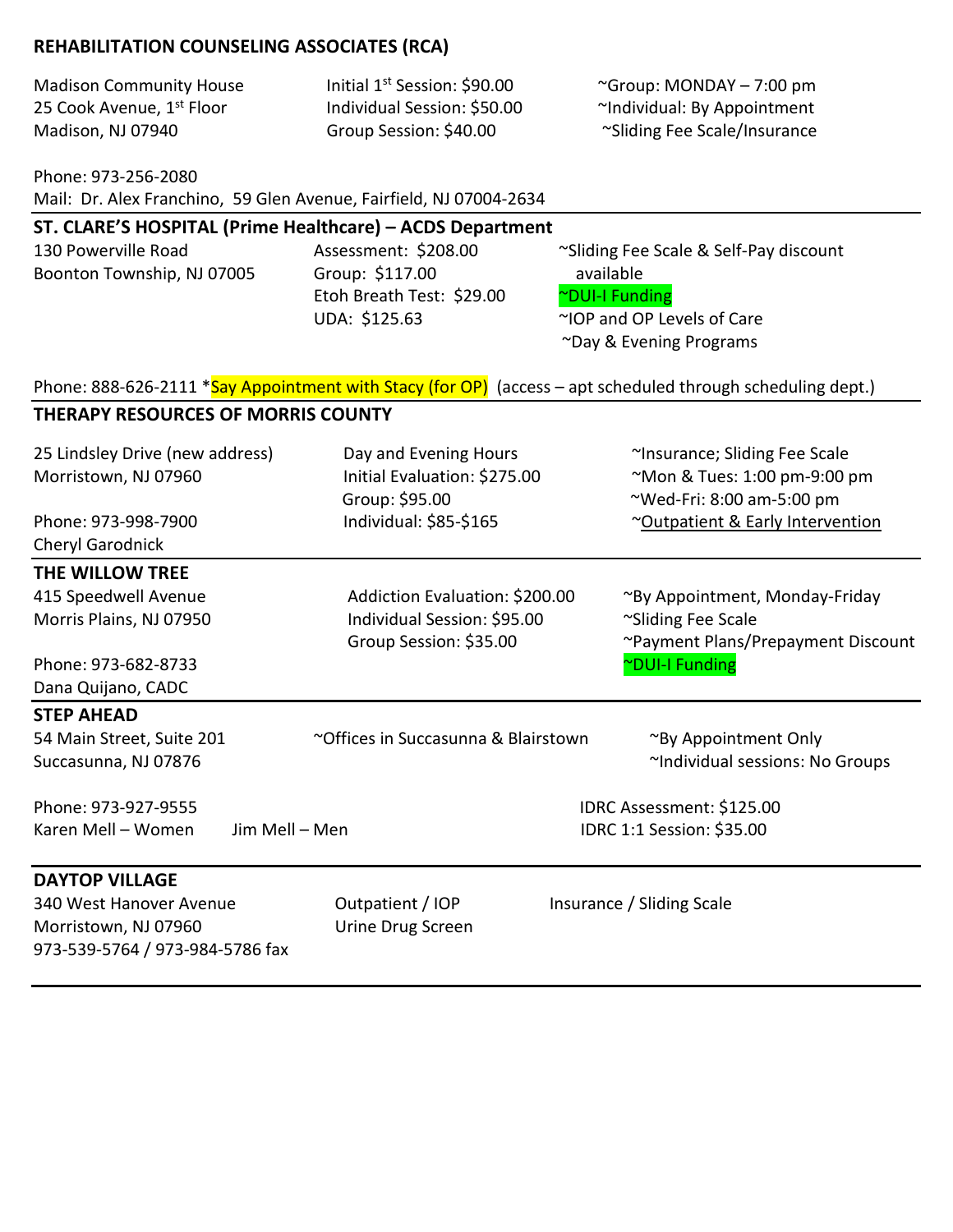## REHABILITATION COUNSELING ASSOCIATES (RCA)

Madison Community House
25 Cook Avenue, 1st Floor
Madison, NJ 07940

Initial 1st Session: $90.00
Individual Session: $50.00
Group Session: $40.00

~Group: MONDAY – 7:00 pm
~Individual: By Appointment
~Sliding Fee Scale/Insurance

Phone: 973-256-2080
Mail: Dr. Alex Franchino, 59 Glen Avenue, Fairfield, NJ 07004-2634

## ST. CLARE'S HOSPITAL (Prime Healthcare) – ACDS Department

130 Powerville Road
Boonton Township, NJ 07005

Assessment: $208.00
Group: $117.00
Etoh Breath Test: $29.00
UDA: $125.63

~Sliding Fee Scale & Self-Pay discount available
~DUI-I Funding
~IOP and OP Levels of Care
~Day & Evening Programs

Phone: 888-626-2111 *Say Appointment with Stacy (for OP) (access – apt scheduled through scheduling dept.)

## THERAPY RESOURCES OF MORRIS COUNTY

25 Lindsley Drive (new address)
Morristown, NJ 07960

Phone: 973-998-7900
Cheryl Garodnick

Day and Evening Hours
Initial Evaluation: $275.00
Group: $95.00
Individual: $85-$165

~Insurance; Sliding Fee Scale
~Mon & Tues: 1:00 pm-9:00 pm
~Wed-Fri: 8:00 am-5:00 pm
~Outpatient & Early Intervention

## THE WILLOW TREE

415 Speedwell Avenue
Morris Plains, NJ 07950

Phone: 973-682-8733
Dana Quijano, CADC

Addiction Evaluation: $200.00
Individual Session: $95.00
Group Session: $35.00

~By Appointment, Monday-Friday
~Sliding Fee Scale
~Payment Plans/Prepayment Discount
~DUI-I Funding

## STEP AHEAD

54 Main Street, Suite 201
Succasunna, NJ 07876

~Offices in Succasunna & Blairstown

~By Appointment Only
~Individual sessions: No Groups

Phone: 973-927-9555
Karen Mell – Women Jim Mell – Men

IDRC Assessment: $125.00
IDRC 1:1 Session: $35.00

## DAYTOP VILLAGE

340 West Hanover Avenue
Morristown, NJ 07960
973-539-5764 / 973-984-5786 fax

Outpatient / IOP
Urine Drug Screen

Insurance / Sliding Scale